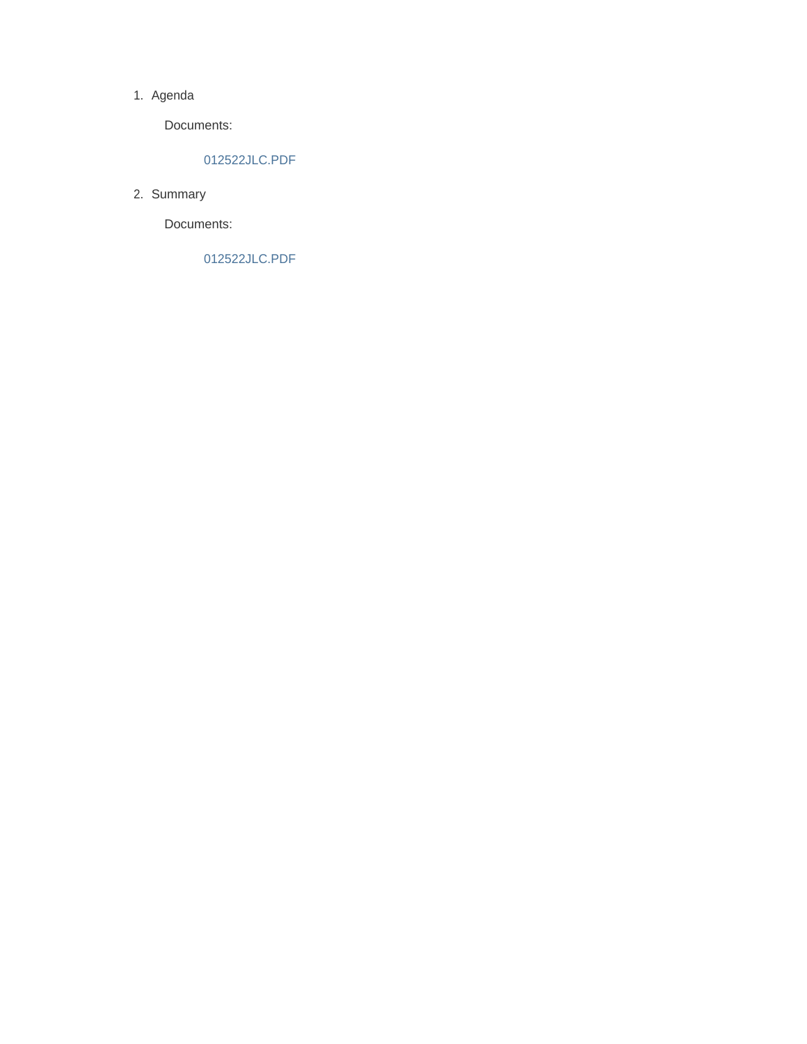1. Agenda

   Documents:

   012522JLC.PDF

2. Summary

   Documents:

   012522JLC.PDF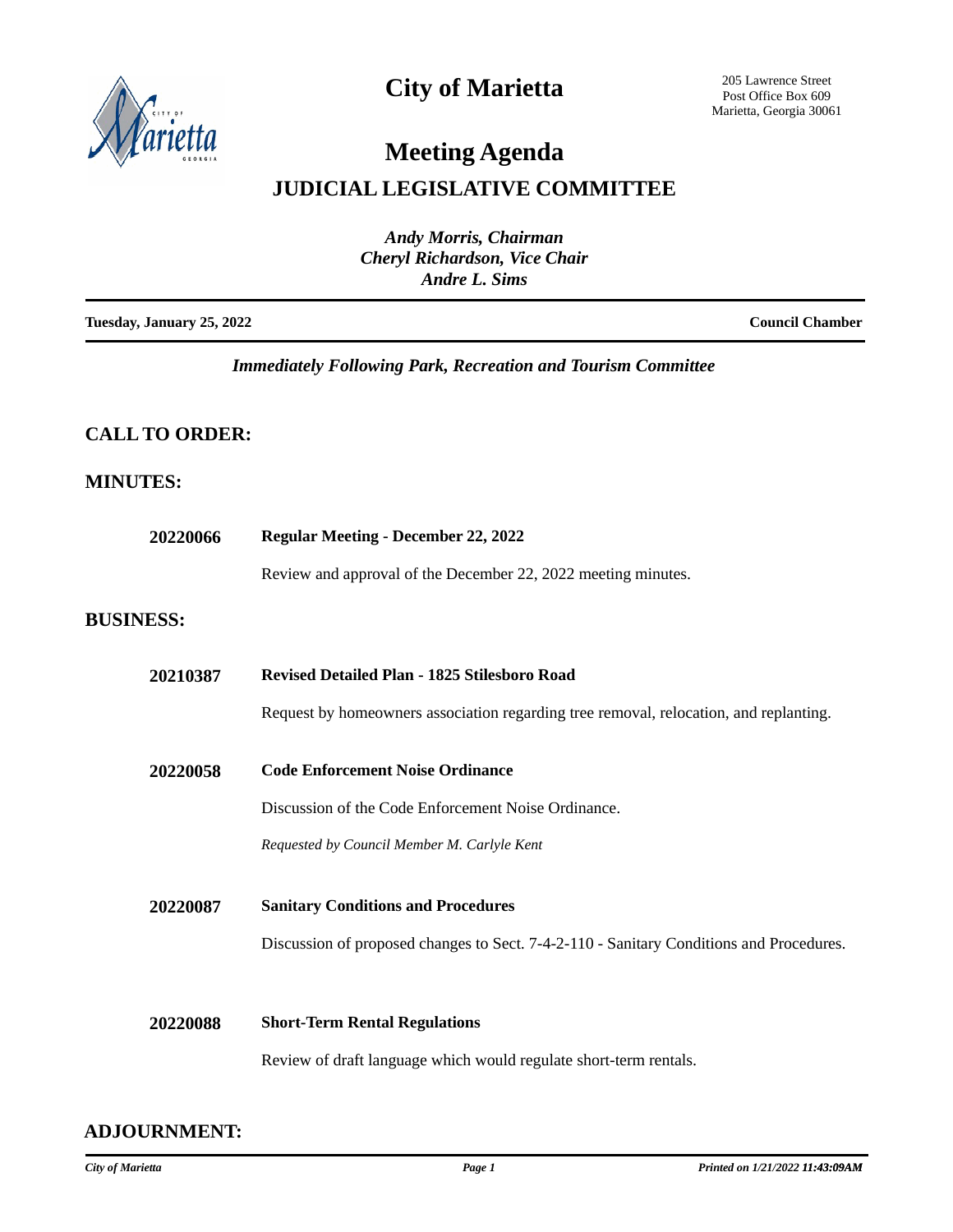# City of Marietta

205 Lawrence Street
Post Office Box 609
Marietta, Georgia 30061

# Meeting Agenda

## JUDICIAL LEGISLATIVE COMMITTEE

*Andy Morris, Chairman*
*Cheryl Richardson, Vice Chair*
*Andre L. Sims*

**Tuesday, January 25, 2022** **Council Chamber**

*Immediately Following Park, Recreation and Tourism Committee*

## CALL TO ORDER:

## MINUTES:

**20220066** **Regular Meeting - December 22, 2022**

Review and approval of the December 22, 2022 meeting minutes.

## BUSINESS:

**20210387** **Revised Detailed Plan - 1825 Stilesboro Road**

Request by homeowners association regarding tree removal, relocation, and replanting.

**20220058** **Code Enforcement Noise Ordinance**

Discussion of the Code Enforcement Noise Ordinance.

*Requested by Council Member M. Carlyle Kent*

**20220087** **Sanitary Conditions and Procedures**

Discussion of proposed changes to Sect. 7-4-2-110 - Sanitary Conditions and Procedures.

**20220088** **Short-Term Rental Regulations**

Review of draft language which would regulate short-term rentals.

## ADJOURNMENT: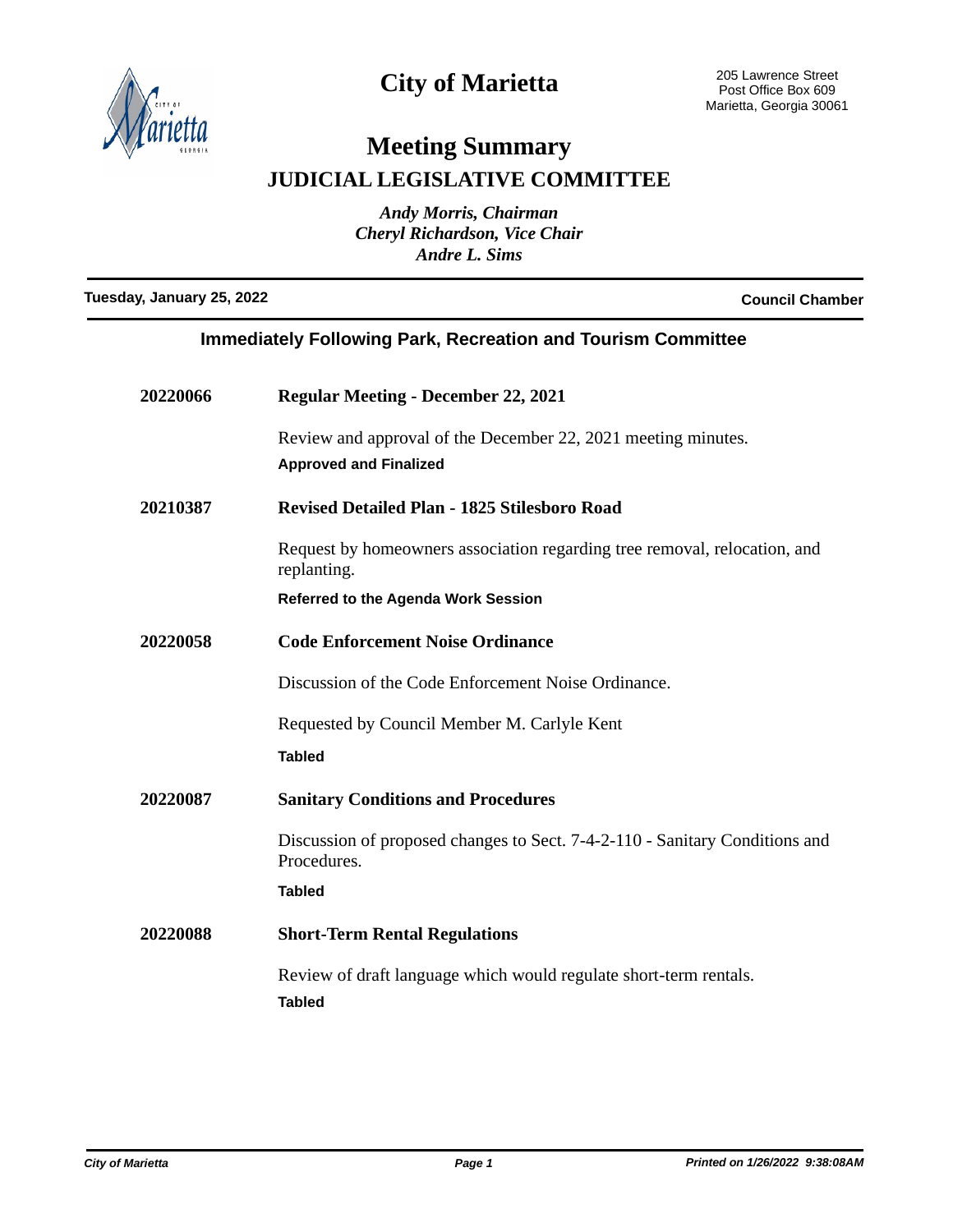# City of Marietta

205 Lawrence Street
Post Office Box 609
Marietta, Georgia 30061

## Meeting Summary

## JUDICIAL LEGISLATIVE COMMITTEE

*Andy Morris, Chairman*
*Cheryl Richardson, Vice Chair*
*Andre L. Sims*

**Tuesday, January 25, 2022** **Council Chamber**

### Immediately Following Park, Recreation and Tourism Committee

**20220066** **Regular Meeting - December 22, 2021**

Review and approval of the December 22, 2021 meeting minutes.

**Approved and Finalized**

**20210387** **Revised Detailed Plan - 1825 Stilesboro Road**

Request by homeowners association regarding tree removal, relocation, and replanting.

**Referred to the Agenda Work Session**

**20220058** **Code Enforcement Noise Ordinance**

Discussion of the Code Enforcement Noise Ordinance.

Requested by Council Member M. Carlyle Kent

**Tabled**

**20220087** **Sanitary Conditions and Procedures**

Discussion of proposed changes to Sect. 7-4-2-110 - Sanitary Conditions and Procedures.

**Tabled**

**20220088** **Short-Term Rental Regulations**

Review of draft language which would regulate short-term rentals.

**Tabled**